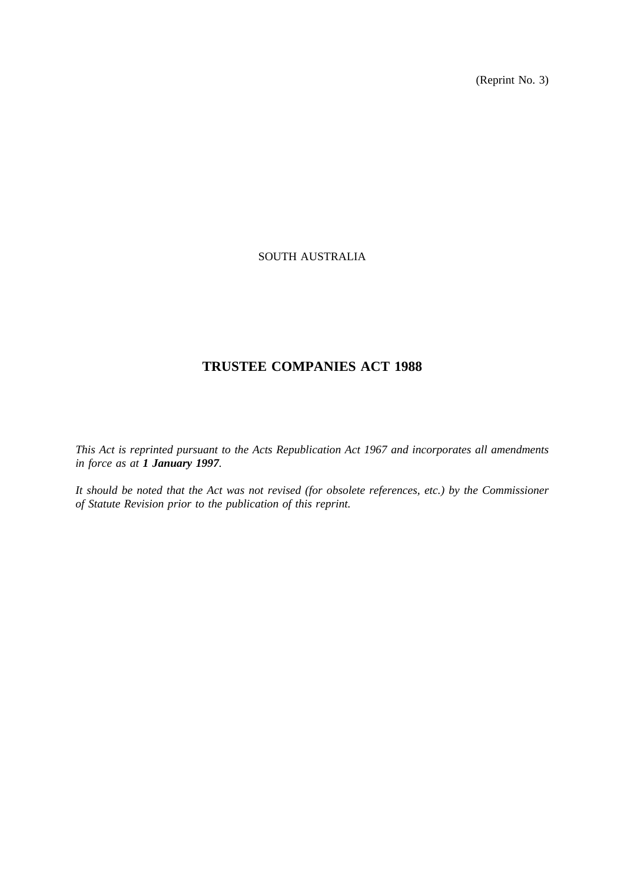(Reprint No. 3)

SOUTH AUSTRALIA

# TRUSTEE COMPANIES ACT 1988

*This Act is reprinted pursuant to the Acts Republication Act 1967 and incorporates all amendments in force as at **1 January 1997**.*

*It should be noted that the Act was not revised (for obsolete references, etc.) by the Commissioner of Statute Revision prior to the publication of this reprint.*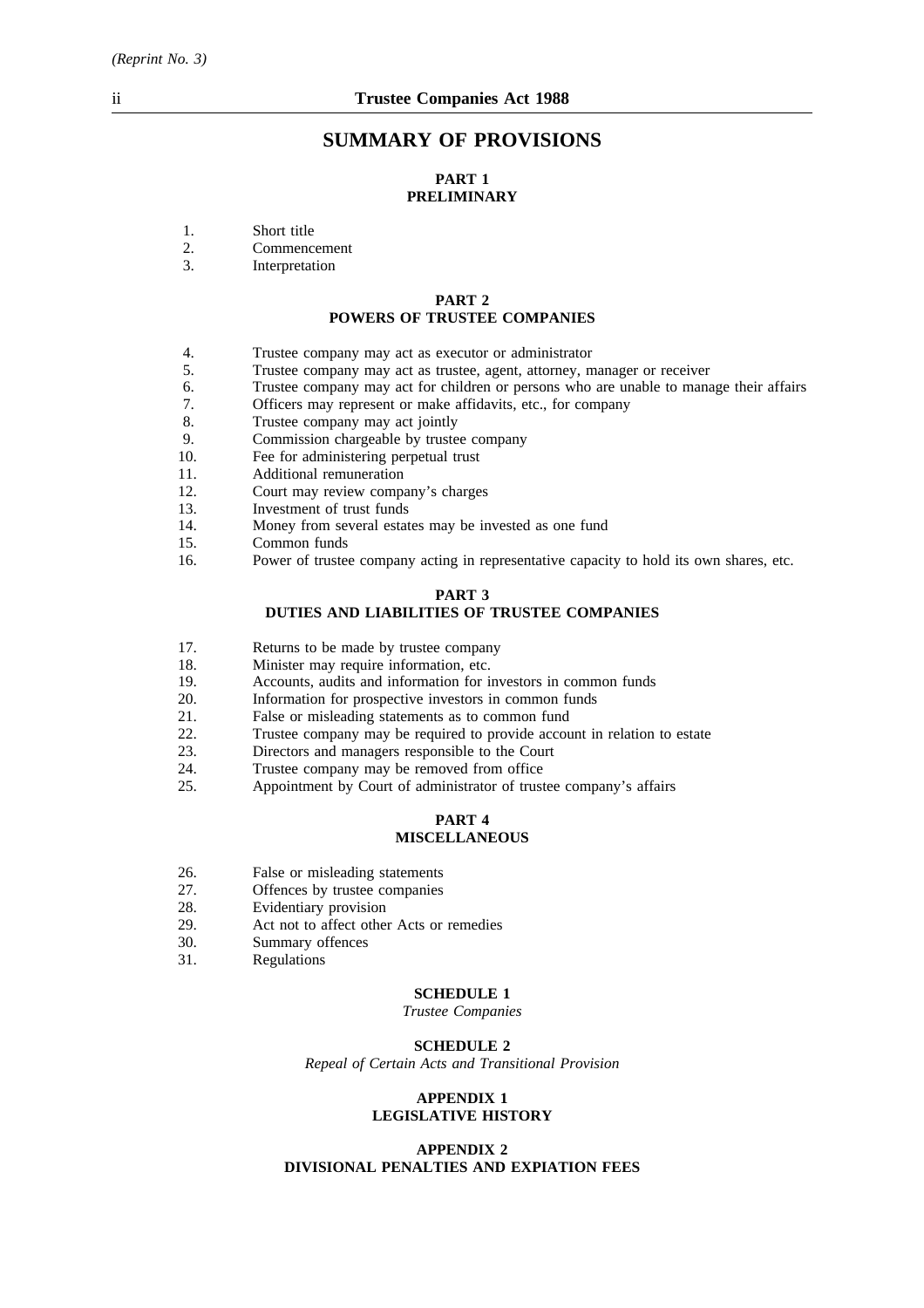# SUMMARY OF PROVISIONS

## PART 1
## PRELIMINARY

1. Short title
2. Commencement
3. Interpretation

## PART 2
## POWERS OF TRUSTEE COMPANIES

4. Trustee company may act as executor or administrator
5. Trustee company may act as trustee, agent, attorney, manager or receiver
6. Trustee company may act for children or persons who are unable to manage their affairs
7. Officers may represent or make affidavits, etc., for company
8. Trustee company may act jointly
9. Commission chargeable by trustee company
10. Fee for administering perpetual trust
11. Additional remuneration
12. Court may review company's charges
13. Investment of trust funds
14. Money from several estates may be invested as one fund
15. Common funds
16. Power of trustee company acting in representative capacity to hold its own shares, etc.

## PART 3
## DUTIES AND LIABILITIES OF TRUSTEE COMPANIES

17. Returns to be made by trustee company
18. Minister may require information, etc.
19. Accounts, audits and information for investors in common funds
20. Information for prospective investors in common funds
21. False or misleading statements as to common fund
22. Trustee company may be required to provide account in relation to estate
23. Directors and managers responsible to the Court
24. Trustee company may be removed from office
25. Appointment by Court of administrator of trustee company's affairs

## PART 4
## MISCELLANEOUS

26. False or misleading statements
27. Offences by trustee companies
28. Evidentiary provision
29. Act not to affect other Acts or remedies
30. Summary offences
31. Regulations

## SCHEDULE 1
*Trustee Companies*

## SCHEDULE 2
*Repeal of Certain Acts and Transitional Provision*

## APPENDIX 1
## LEGISLATIVE HISTORY

## APPENDIX 2
## DIVISIONAL PENALTIES AND EXPIATION FEES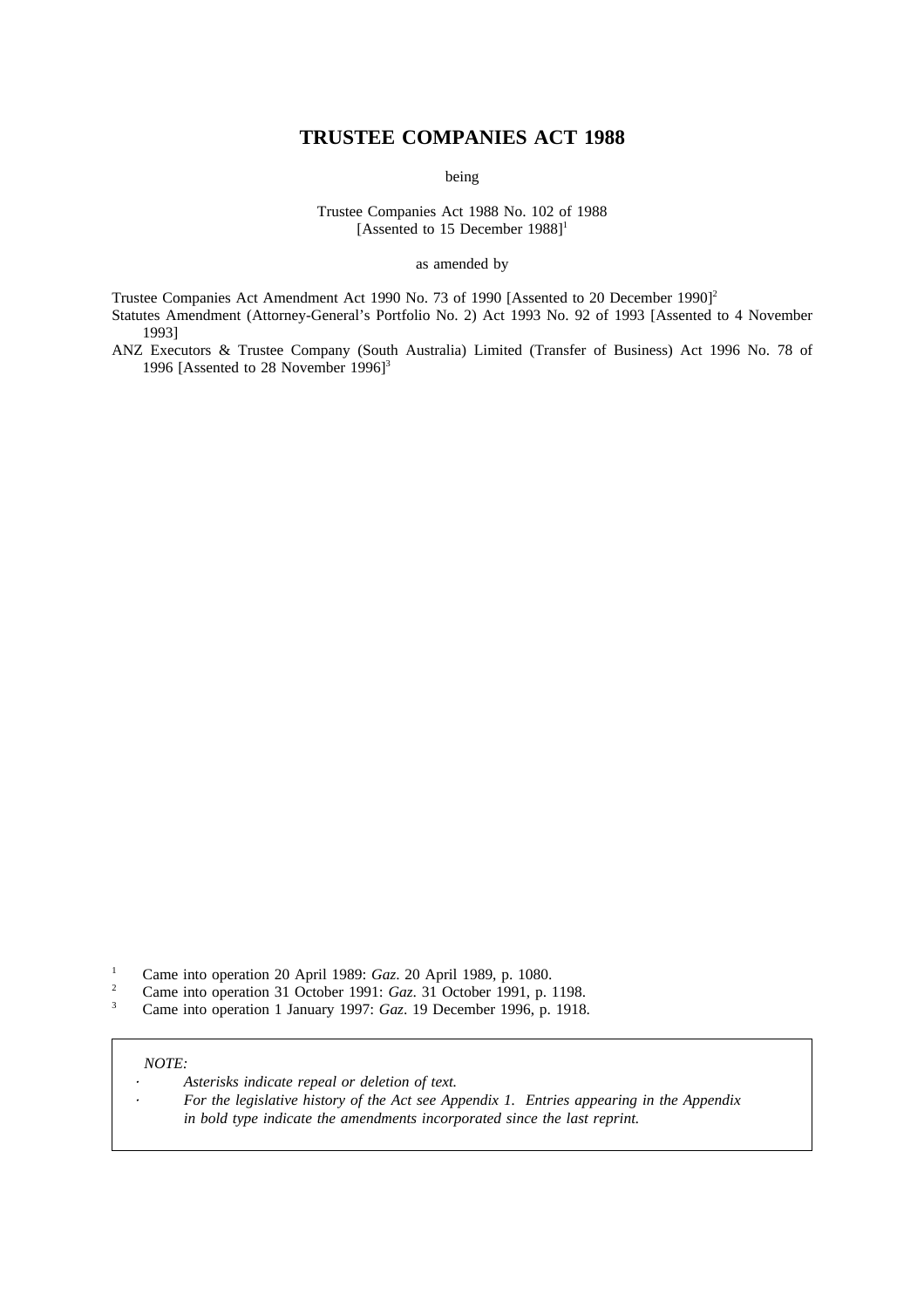# TRUSTEE COMPANIES ACT 1988

being

Trustee Companies Act 1988 No. 102 of 1988
[Assented to 15 December 1988][1]

as amended by

Trustee Companies Act Amendment Act 1990 No. 73 of 1990 [Assented to 20 December 1990][2]

Statutes Amendment (Attorney-General's Portfolio No. 2) Act 1993 No. 92 of 1993 [Assented to 4 November 1993]

ANZ Executors & Trustee Company (South Australia) Limited (Transfer of Business) Act 1996 No. 78 of 1996 [Assented to 28 November 1996][3]

[1] Came into operation 20 April 1989: *Gaz*. 20 April 1989, p. 1080.

[2] Came into operation 31 October 1991: *Gaz*. 31 October 1991, p. 1198.

[3] Came into operation 1 January 1997: *Gaz*. 19 December 1996, p. 1918.

*NOTE:*

- *Asterisks indicate repeal or deletion of text.*
- *For the legislative history of the Act see Appendix 1. Entries appearing in the Appendix in bold type indicate the amendments incorporated since the last reprint.*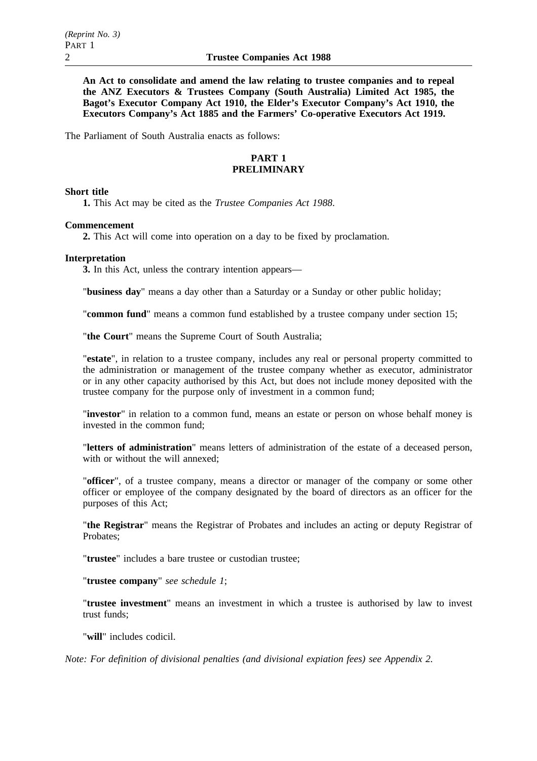**An Act to consolidate and amend the law relating to trustee companies and to repeal the ANZ Executors & Trustees Company (South Australia) Limited Act 1985, the Bagot's Executor Company Act 1910, the Elder's Executor Company's Act 1910, the Executors Company's Act 1885 and the Farmers' Co-operative Executors Act 1919.**

The Parliament of South Australia enacts as follows:

## PART 1
## PRELIMINARY

**Short title**

**1.** This Act may be cited as the *Trustee Companies Act 1988*.

**Commencement**

**2.** This Act will come into operation on a day to be fixed by proclamation.

**Interpretation**

**3.** In this Act, unless the contrary intention appears—

"**business day**" means a day other than a Saturday or a Sunday or other public holiday;

"**common fund**" means a common fund established by a trustee company under section 15;

"**the Court**" means the Supreme Court of South Australia;

"**estate**", in relation to a trustee company, includes any real or personal property committed to the administration or management of the trustee company whether as executor, administrator or in any other capacity authorised by this Act, but does not include money deposited with the trustee company for the purpose only of investment in a common fund;

"**investor**" in relation to a common fund, means an estate or person on whose behalf money is invested in the common fund;

"**letters of administration**" means letters of administration of the estate of a deceased person, with or without the will annexed;

"**officer**", of a trustee company, means a director or manager of the company or some other officer or employee of the company designated by the board of directors as an officer for the purposes of this Act;

"**the Registrar**" means the Registrar of Probates and includes an acting or deputy Registrar of Probates;

"**trustee**" includes a bare trustee or custodian trustee;

"**trustee company**" *see schedule 1*;

"**trustee investment**" means an investment in which a trustee is authorised by law to invest trust funds;

"**will**" includes codicil.

*Note: For definition of divisional penalties (and divisional expiation fees) see Appendix 2.*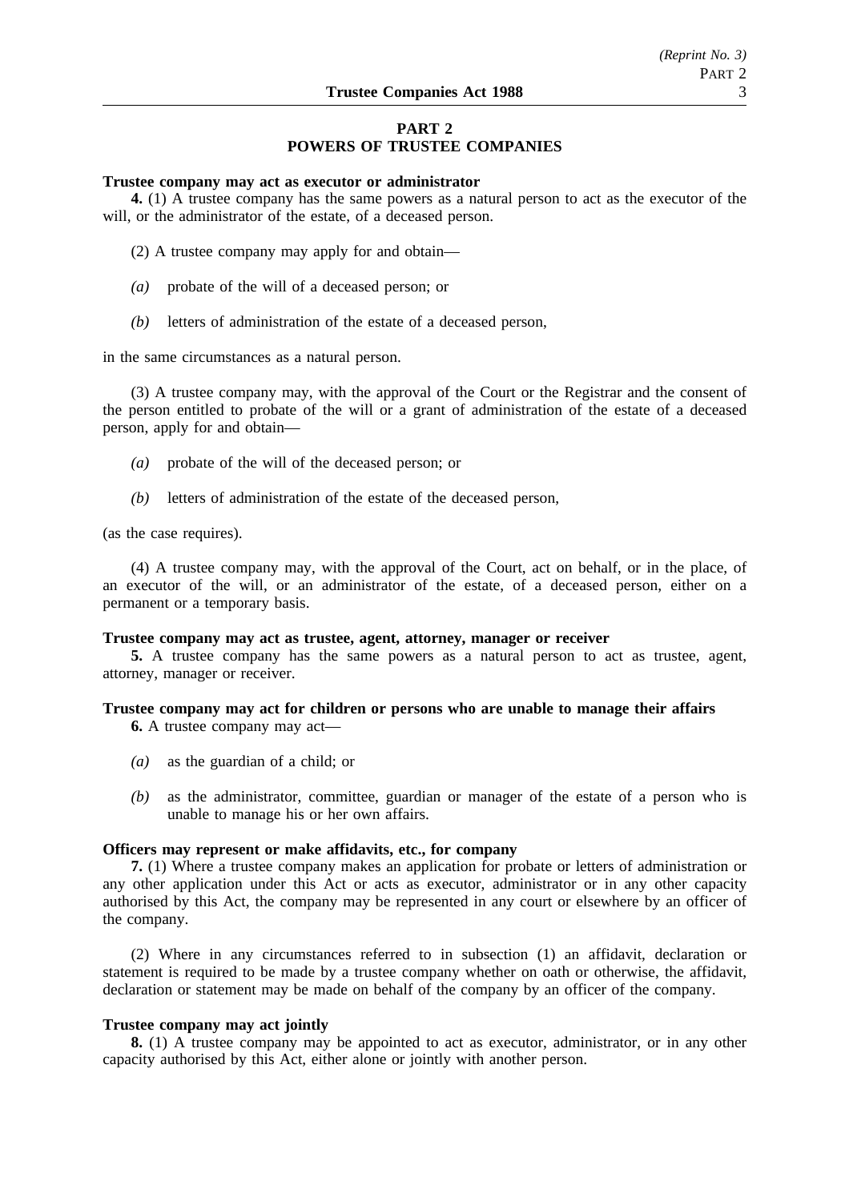## PART 2
## POWERS OF TRUSTEE COMPANIES

**Trustee company may act as executor or administrator**

**4.** (1) A trustee company has the same powers as a natural person to act as the executor of the will, or the administrator of the estate, of a deceased person.

(2) A trustee company may apply for and obtain—

*(a)* probate of the will of a deceased person; or

*(b)* letters of administration of the estate of a deceased person,

in the same circumstances as a natural person.

(3) A trustee company may, with the approval of the Court or the Registrar and the consent of the person entitled to probate of the will or a grant of administration of the estate of a deceased person, apply for and obtain—

*(a)* probate of the will of the deceased person; or

*(b)* letters of administration of the estate of the deceased person,

(as the case requires).

(4) A trustee company may, with the approval of the Court, act on behalf, or in the place, of an executor of the will, or an administrator of the estate, of a deceased person, either on a permanent or a temporary basis.

**Trustee company may act as trustee, agent, attorney, manager or receiver**

**5.** A trustee company has the same powers as a natural person to act as trustee, agent, attorney, manager or receiver.

**Trustee company may act for children or persons who are unable to manage their affairs**

**6.** A trustee company may act—

*(a)* as the guardian of a child; or

*(b)* as the administrator, committee, guardian or manager of the estate of a person who is unable to manage his or her own affairs.

**Officers may represent or make affidavits, etc., for company**

**7.** (1) Where a trustee company makes an application for probate or letters of administration or any other application under this Act or acts as executor, administrator or in any other capacity authorised by this Act, the company may be represented in any court or elsewhere by an officer of the company.

(2) Where in any circumstances referred to in subsection (1) an affidavit, declaration or statement is required to be made by a trustee company whether on oath or otherwise, the affidavit, declaration or statement may be made on behalf of the company by an officer of the company.

**Trustee company may act jointly**

**8.** (1) A trustee company may be appointed to act as executor, administrator, or in any other capacity authorised by this Act, either alone or jointly with another person.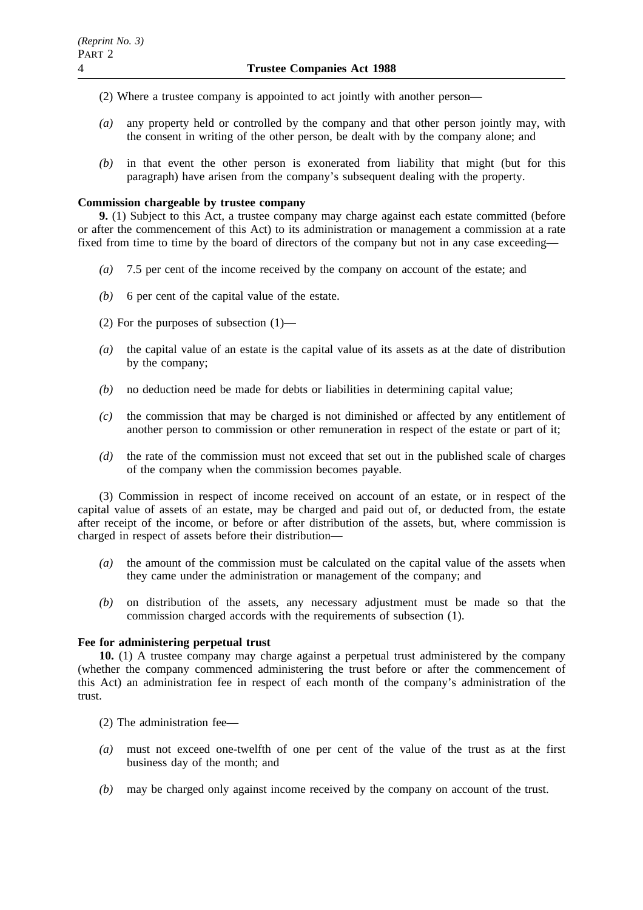(2) Where a trustee company is appointed to act jointly with another person—

*(a)* any property held or controlled by the company and that other person jointly may, with the consent in writing of the other person, be dealt with by the company alone; and

*(b)* in that event the other person is exonerated from liability that might (but for this paragraph) have arisen from the company's subsequent dealing with the property.

**Commission chargeable by trustee company**

**9.** (1) Subject to this Act, a trustee company may charge against each estate committed (before or after the commencement of this Act) to its administration or management a commission at a rate fixed from time to time by the board of directors of the company but not in any case exceeding—

*(a)* 7.5 per cent of the income received by the company on account of the estate; and

*(b)* 6 per cent of the capital value of the estate.

(2) For the purposes of subsection (1)—

*(a)* the capital value of an estate is the capital value of its assets as at the date of distribution by the company;

*(b)* no deduction need be made for debts or liabilities in determining capital value;

*(c)* the commission that may be charged is not diminished or affected by any entitlement of another person to commission or other remuneration in respect of the estate or part of it;

*(d)* the rate of the commission must not exceed that set out in the published scale of charges of the company when the commission becomes payable.

(3) Commission in respect of income received on account of an estate, or in respect of the capital value of assets of an estate, may be charged and paid out of, or deducted from, the estate after receipt of the income, or before or after distribution of the assets, but, where commission is charged in respect of assets before their distribution—

*(a)* the amount of the commission must be calculated on the capital value of the assets when they came under the administration or management of the company; and

*(b)* on distribution of the assets, any necessary adjustment must be made so that the commission charged accords with the requirements of subsection (1).

**Fee for administering perpetual trust**

**10.** (1) A trustee company may charge against a perpetual trust administered by the company (whether the company commenced administering the trust before or after the commencement of this Act) an administration fee in respect of each month of the company's administration of the trust.

(2) The administration fee—

*(a)* must not exceed one-twelfth of one per cent of the value of the trust as at the first business day of the month; and

*(b)* may be charged only against income received by the company on account of the trust.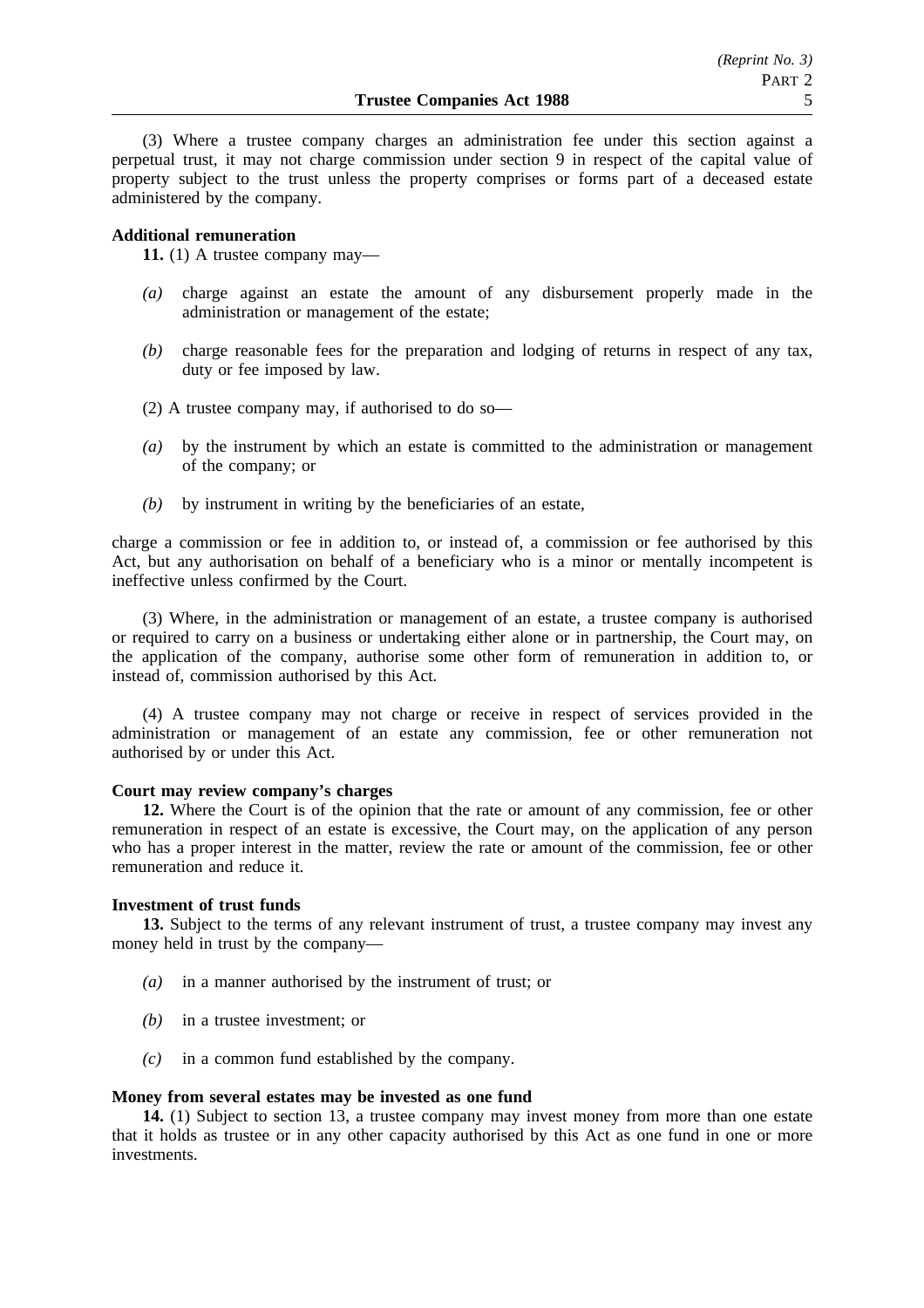(3) Where a trustee company charges an administration fee under this section against a perpetual trust, it may not charge commission under section 9 in respect of the capital value of property subject to the trust unless the property comprises or forms part of a deceased estate administered by the company.

**Additional remuneration**

**11.** (1) A trustee company may—

*(a)* charge against an estate the amount of any disbursement properly made in the administration or management of the estate;

*(b)* charge reasonable fees for the preparation and lodging of returns in respect of any tax, duty or fee imposed by law.

(2) A trustee company may, if authorised to do so—

*(a)* by the instrument by which an estate is committed to the administration or management of the company; or

*(b)* by instrument in writing by the beneficiaries of an estate,

charge a commission or fee in addition to, or instead of, a commission or fee authorised by this Act, but any authorisation on behalf of a beneficiary who is a minor or mentally incompetent is ineffective unless confirmed by the Court.

(3) Where, in the administration or management of an estate, a trustee company is authorised or required to carry on a business or undertaking either alone or in partnership, the Court may, on the application of the company, authorise some other form of remuneration in addition to, or instead of, commission authorised by this Act.

(4) A trustee company may not charge or receive in respect of services provided in the administration or management of an estate any commission, fee or other remuneration not authorised by or under this Act.

**Court may review company's charges**

**12.** Where the Court is of the opinion that the rate or amount of any commission, fee or other remuneration in respect of an estate is excessive, the Court may, on the application of any person who has a proper interest in the matter, review the rate or amount of the commission, fee or other remuneration and reduce it.

**Investment of trust funds**

**13.** Subject to the terms of any relevant instrument of trust, a trustee company may invest any money held in trust by the company—

*(a)* in a manner authorised by the instrument of trust; or

*(b)* in a trustee investment; or

*(c)* in a common fund established by the company.

**Money from several estates may be invested as one fund**

**14.** (1) Subject to section 13, a trustee company may invest money from more than one estate that it holds as trustee or in any other capacity authorised by this Act as one fund in one or more investments.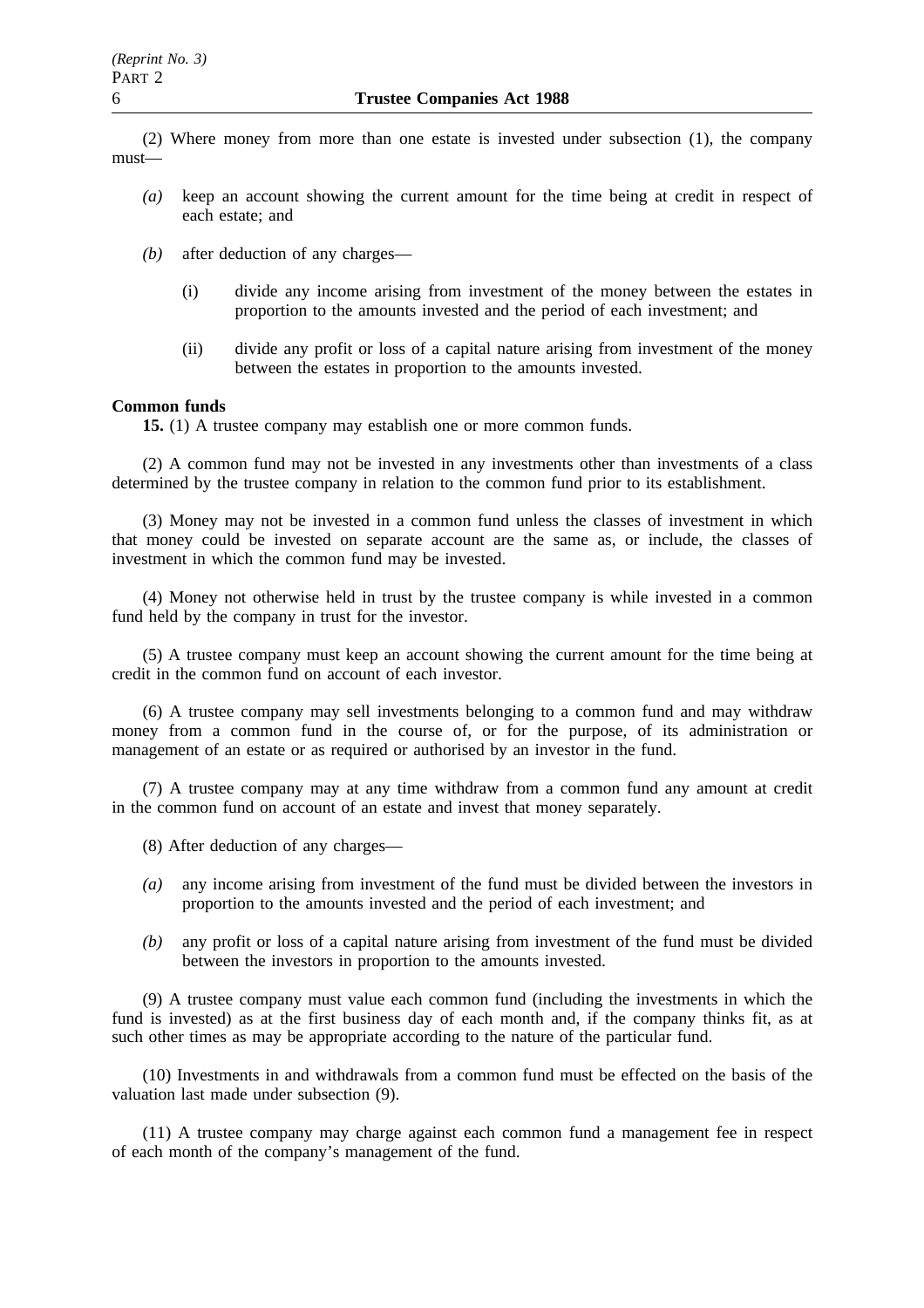(2) Where money from more than one estate is invested under subsection (1), the company must—

*(a)* keep an account showing the current amount for the time being at credit in respect of each estate; and

*(b)* after deduction of any charges—

(i) divide any income arising from investment of the money between the estates in proportion to the amounts invested and the period of each investment; and

(ii) divide any profit or loss of a capital nature arising from investment of the money between the estates in proportion to the amounts invested.

**Common funds**

**15.** (1) A trustee company may establish one or more common funds.

(2) A common fund may not be invested in any investments other than investments of a class determined by the trustee company in relation to the common fund prior to its establishment.

(3) Money may not be invested in a common fund unless the classes of investment in which that money could be invested on separate account are the same as, or include, the classes of investment in which the common fund may be invested.

(4) Money not otherwise held in trust by the trustee company is while invested in a common fund held by the company in trust for the investor.

(5) A trustee company must keep an account showing the current amount for the time being at credit in the common fund on account of each investor.

(6) A trustee company may sell investments belonging to a common fund and may withdraw money from a common fund in the course of, or for the purpose, of its administration or management of an estate or as required or authorised by an investor in the fund.

(7) A trustee company may at any time withdraw from a common fund any amount at credit in the common fund on account of an estate and invest that money separately.

(8) After deduction of any charges—

*(a)* any income arising from investment of the fund must be divided between the investors in proportion to the amounts invested and the period of each investment; and

*(b)* any profit or loss of a capital nature arising from investment of the fund must be divided between the investors in proportion to the amounts invested.

(9) A trustee company must value each common fund (including the investments in which the fund is invested) as at the first business day of each month and, if the company thinks fit, as at such other times as may be appropriate according to the nature of the particular fund.

(10) Investments in and withdrawals from a common fund must be effected on the basis of the valuation last made under subsection (9).

(11) A trustee company may charge against each common fund a management fee in respect of each month of the company's management of the fund.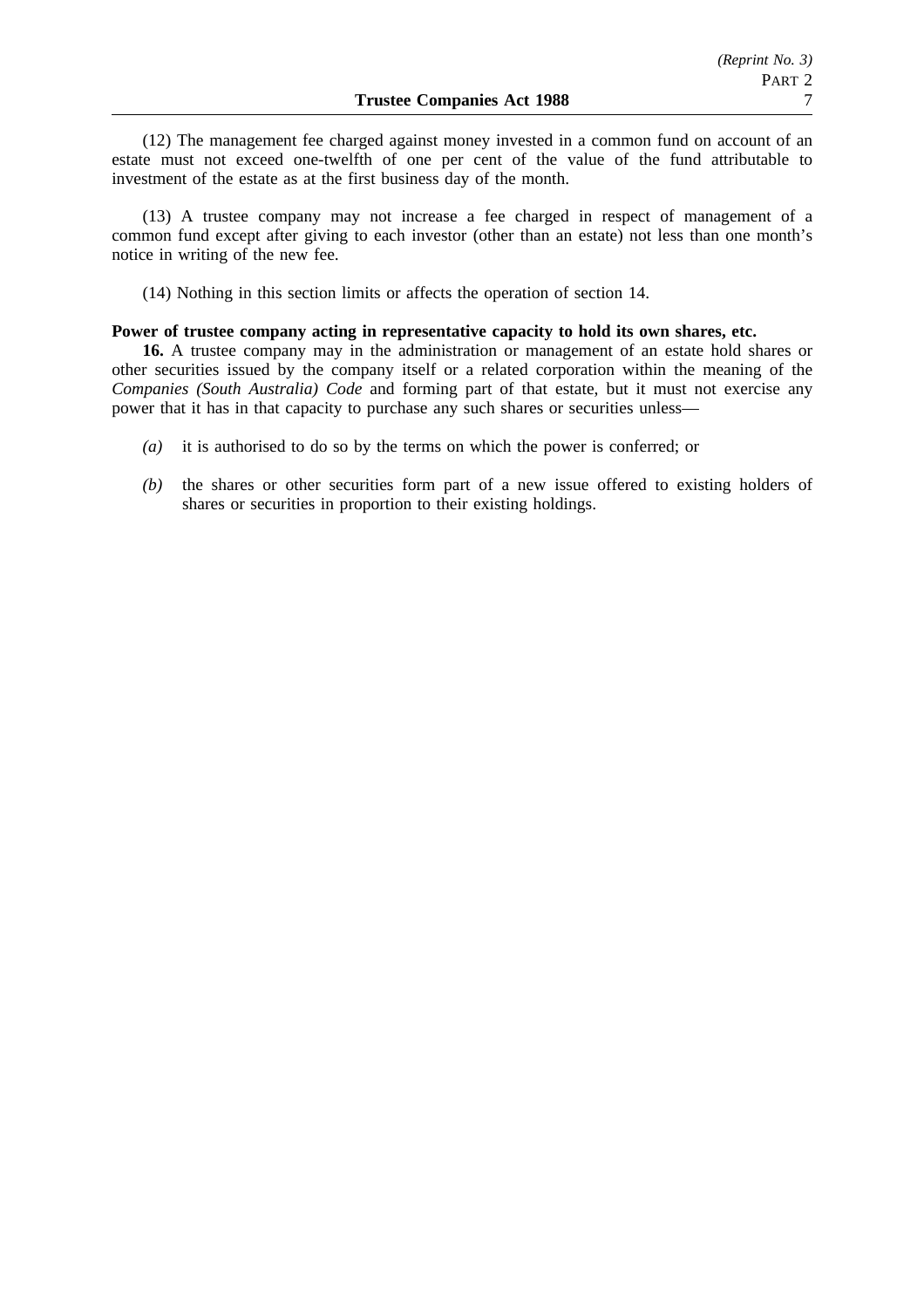(12) The management fee charged against money invested in a common fund on account of an estate must not exceed one-twelfth of one per cent of the value of the fund attributable to investment of the estate as at the first business day of the month.

(13) A trustee company may not increase a fee charged in respect of management of a common fund except after giving to each investor (other than an estate) not less than one month's notice in writing of the new fee.

(14) Nothing in this section limits or affects the operation of section 14.

**Power of trustee company acting in representative capacity to hold its own shares, etc.**

**16.** A trustee company may in the administration or management of an estate hold shares or other securities issued by the company itself or a related corporation within the meaning of the *Companies (South Australia) Code* and forming part of that estate, but it must not exercise any power that it has in that capacity to purchase any such shares or securities unless—

*(a)* it is authorised to do so by the terms on which the power is conferred; or

*(b)* the shares or other securities form part of a new issue offered to existing holders of shares or securities in proportion to their existing holdings.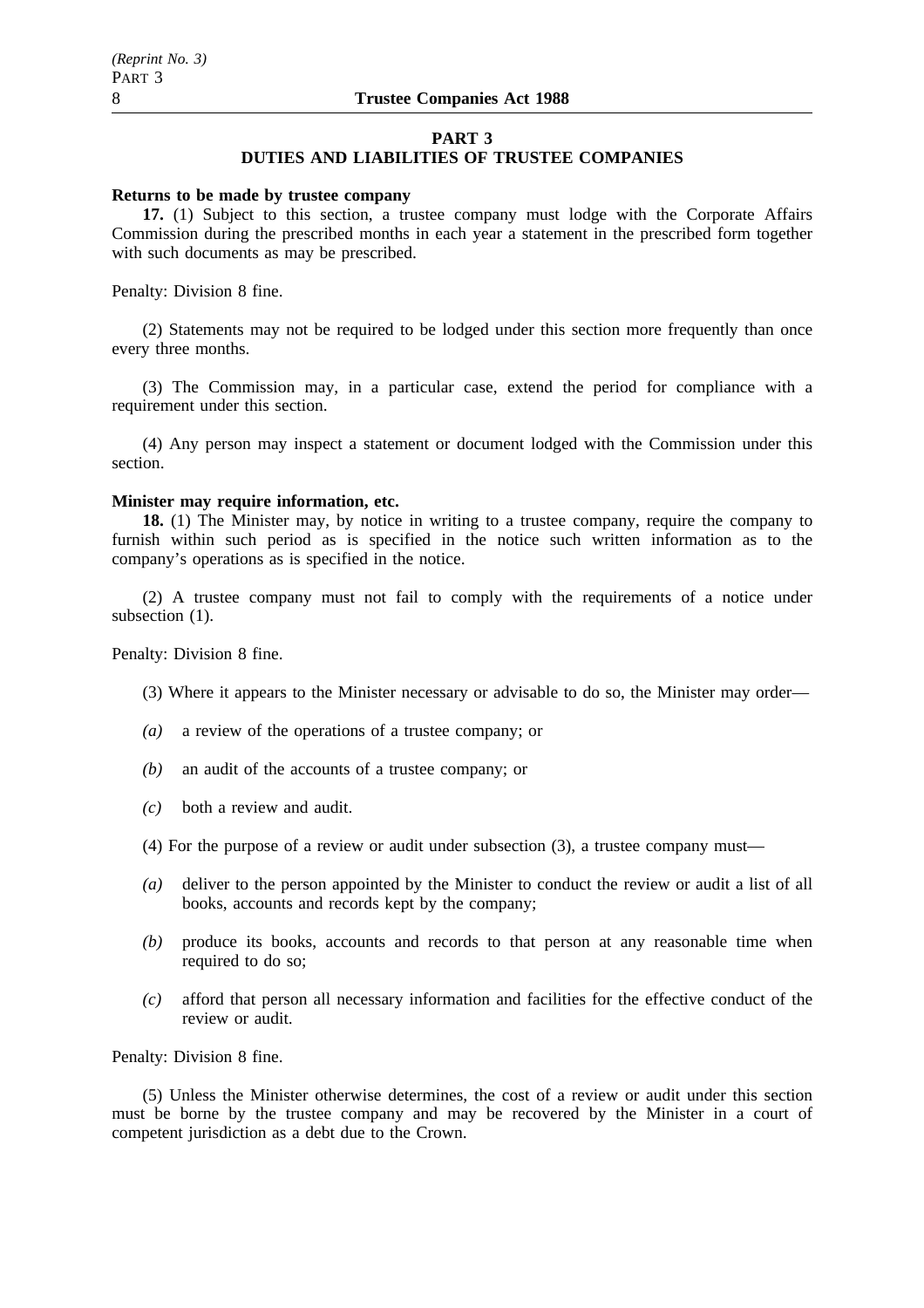## PART 3
## DUTIES AND LIABILITIES OF TRUSTEE COMPANIES

**Returns to be made by trustee company**

**17.** (1) Subject to this section, a trustee company must lodge with the Corporate Affairs Commission during the prescribed months in each year a statement in the prescribed form together with such documents as may be prescribed.

Penalty: Division 8 fine.

(2) Statements may not be required to be lodged under this section more frequently than once every three months.

(3) The Commission may, in a particular case, extend the period for compliance with a requirement under this section.

(4) Any person may inspect a statement or document lodged with the Commission under this section.

**Minister may require information, etc.**

**18.** (1) The Minister may, by notice in writing to a trustee company, require the company to furnish within such period as is specified in the notice such written information as to the company's operations as is specified in the notice.

(2) A trustee company must not fail to comply with the requirements of a notice under subsection (1).

Penalty: Division 8 fine.

(3) Where it appears to the Minister necessary or advisable to do so, the Minister may order—

*(a)* a review of the operations of a trustee company; or

*(b)* an audit of the accounts of a trustee company; or

*(c)* both a review and audit.

(4) For the purpose of a review or audit under subsection (3), a trustee company must—

*(a)* deliver to the person appointed by the Minister to conduct the review or audit a list of all books, accounts and records kept by the company;

*(b)* produce its books, accounts and records to that person at any reasonable time when required to do so;

*(c)* afford that person all necessary information and facilities for the effective conduct of the review or audit.

Penalty: Division 8 fine.

(5) Unless the Minister otherwise determines, the cost of a review or audit under this section must be borne by the trustee company and may be recovered by the Minister in a court of competent jurisdiction as a debt due to the Crown.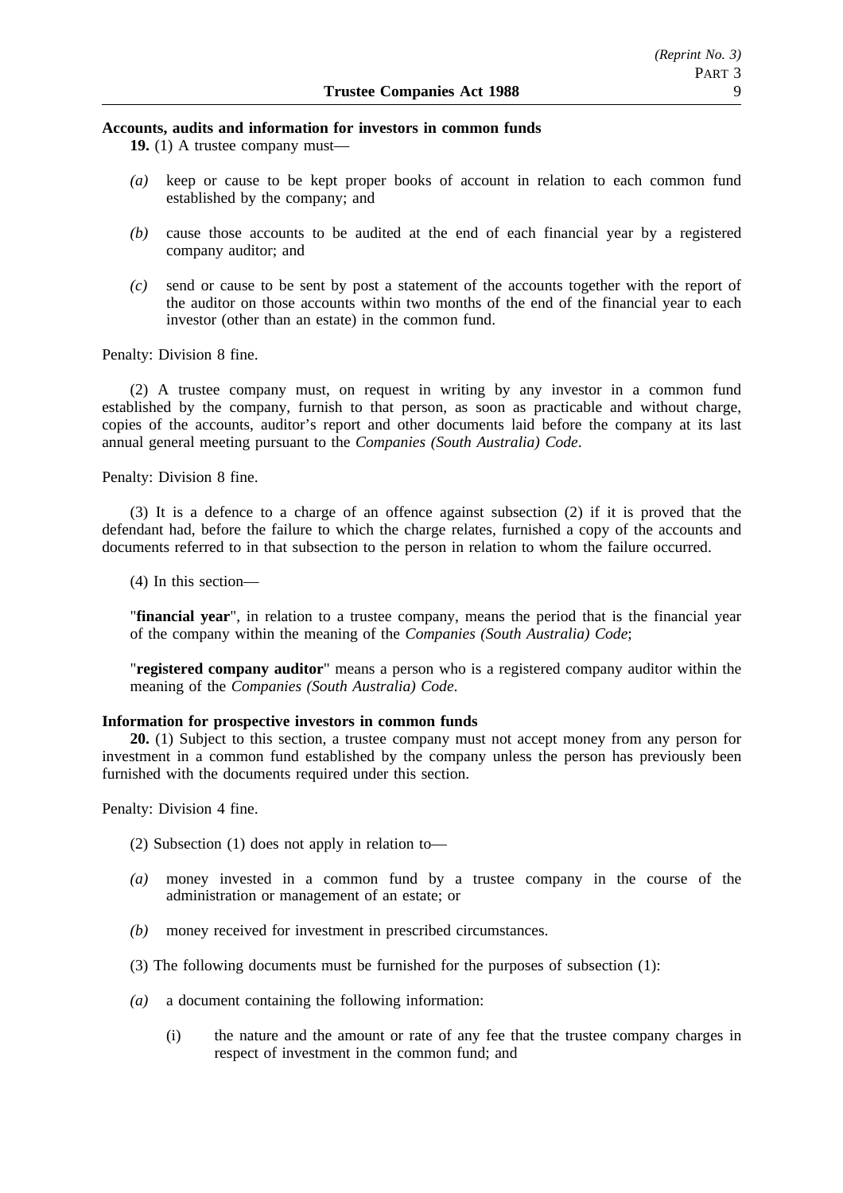**Accounts, audits and information for investors in common funds**

**19.** (1) A trustee company must—

*(a)* keep or cause to be kept proper books of account in relation to each common fund established by the company; and

*(b)* cause those accounts to be audited at the end of each financial year by a registered company auditor; and

*(c)* send or cause to be sent by post a statement of the accounts together with the report of the auditor on those accounts within two months of the end of the financial year to each investor (other than an estate) in the common fund.

Penalty: Division 8 fine.

(2) A trustee company must, on request in writing by any investor in a common fund established by the company, furnish to that person, as soon as practicable and without charge, copies of the accounts, auditor's report and other documents laid before the company at its last annual general meeting pursuant to the *Companies (South Australia) Code*.

Penalty: Division 8 fine.

(3) It is a defence to a charge of an offence against subsection (2) if it is proved that the defendant had, before the failure to which the charge relates, furnished a copy of the accounts and documents referred to in that subsection to the person in relation to whom the failure occurred.

(4) In this section—

"**financial year**", in relation to a trustee company, means the period that is the financial year of the company within the meaning of the *Companies (South Australia) Code*;

"**registered company auditor**" means a person who is a registered company auditor within the meaning of the *Companies (South Australia) Code*.

**Information for prospective investors in common funds**

**20.** (1) Subject to this section, a trustee company must not accept money from any person for investment in a common fund established by the company unless the person has previously been furnished with the documents required under this section.

Penalty: Division 4 fine.

(2) Subsection (1) does not apply in relation to—

*(a)* money invested in a common fund by a trustee company in the course of the administration or management of an estate; or

*(b)* money received for investment in prescribed circumstances.

(3) The following documents must be furnished for the purposes of subsection (1):

*(a)* a document containing the following information:

(i) the nature and the amount or rate of any fee that the trustee company charges in respect of investment in the common fund; and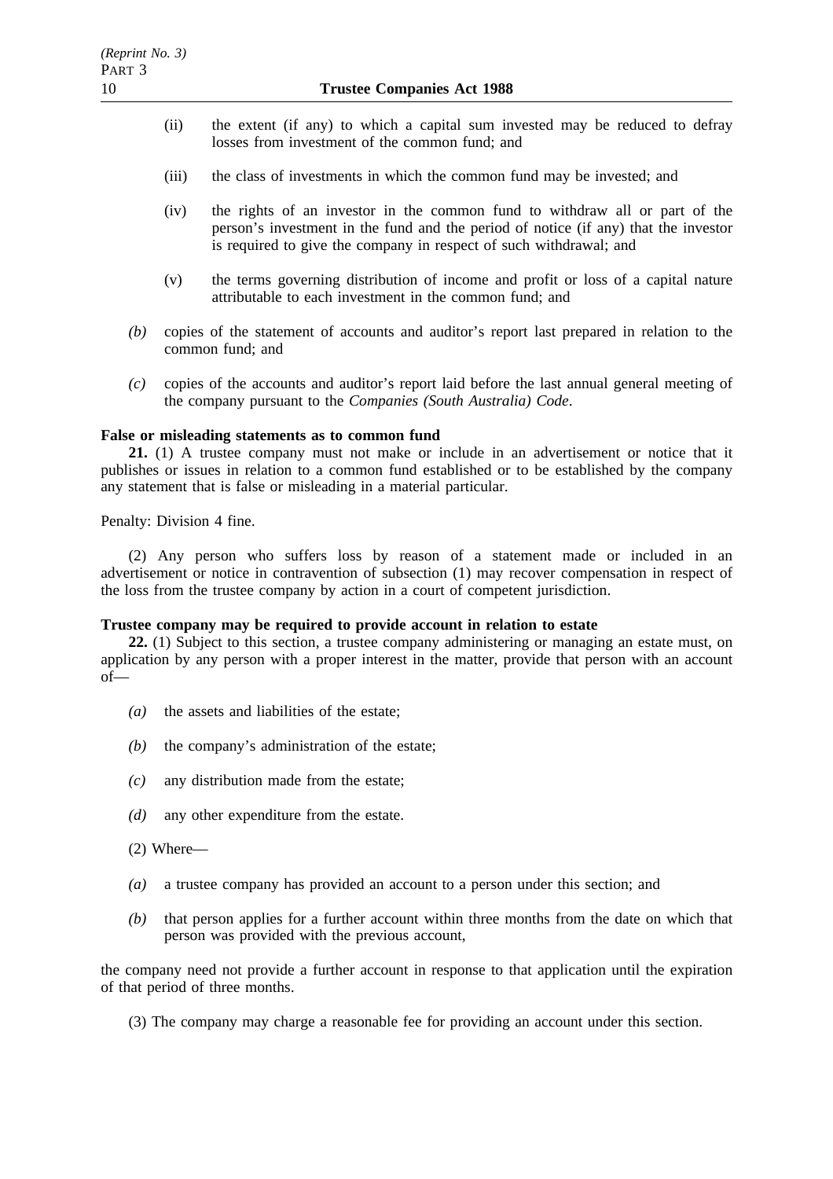(ii) the extent (if any) to which a capital sum invested may be reduced to defray losses from investment of the common fund; and

(iii) the class of investments in which the common fund may be invested; and

(iv) the rights of an investor in the common fund to withdraw all or part of the person's investment in the fund and the period of notice (if any) that the investor is required to give the company in respect of such withdrawal; and

(v) the terms governing distribution of income and profit or loss of a capital nature attributable to each investment in the common fund; and

*(b)* copies of the statement of accounts and auditor's report last prepared in relation to the common fund; and

*(c)* copies of the accounts and auditor's report laid before the last annual general meeting of the company pursuant to the *Companies (South Australia) Code*.

**False or misleading statements as to common fund**

**21.** (1) A trustee company must not make or include in an advertisement or notice that it publishes or issues in relation to a common fund established or to be established by the company any statement that is false or misleading in a material particular.

Penalty: Division 4 fine.

(2) Any person who suffers loss by reason of a statement made or included in an advertisement or notice in contravention of subsection (1) may recover compensation in respect of the loss from the trustee company by action in a court of competent jurisdiction.

**Trustee company may be required to provide account in relation to estate**

**22.** (1) Subject to this section, a trustee company administering or managing an estate must, on application by any person with a proper interest in the matter, provide that person with an account of—

*(a)* the assets and liabilities of the estate;

*(b)* the company's administration of the estate;

*(c)* any distribution made from the estate;

*(d)* any other expenditure from the estate.

(2) Where—

*(a)* a trustee company has provided an account to a person under this section; and

*(b)* that person applies for a further account within three months from the date on which that person was provided with the previous account,

the company need not provide a further account in response to that application until the expiration of that period of three months.

(3) The company may charge a reasonable fee for providing an account under this section.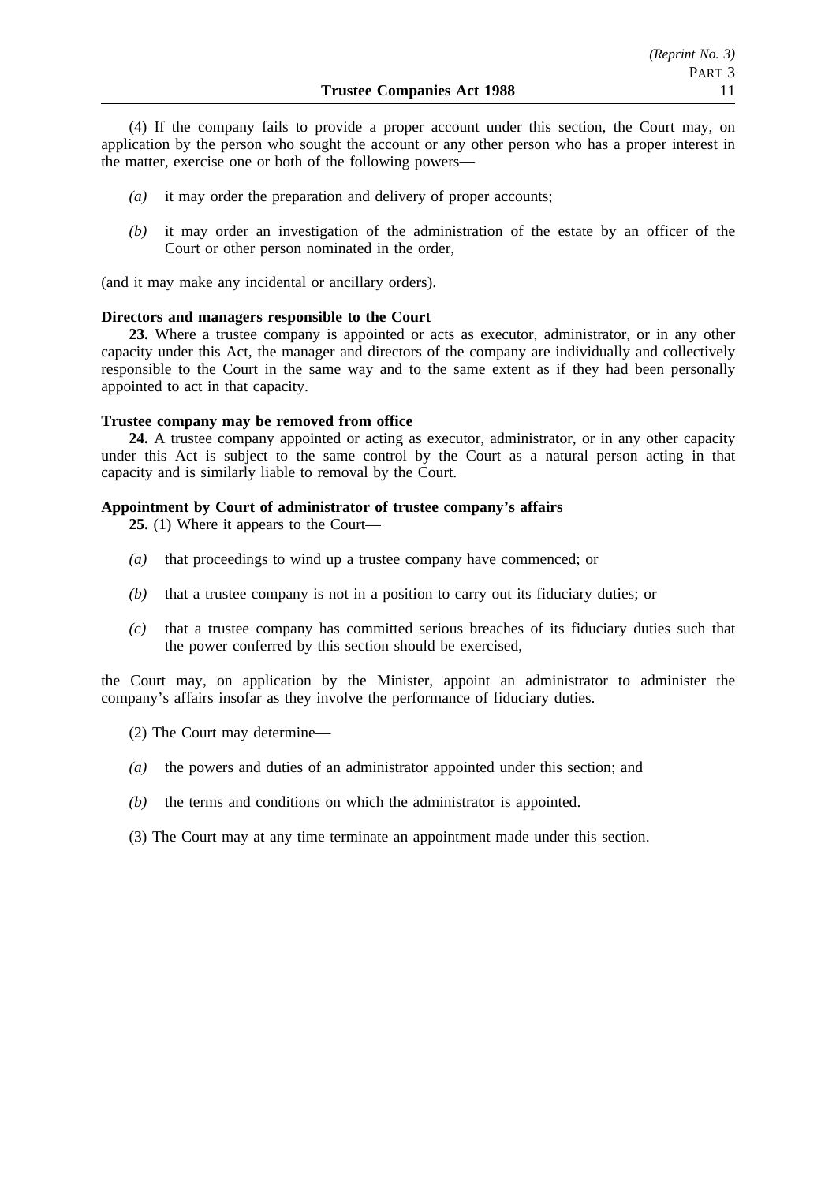(4) If the company fails to provide a proper account under this section, the Court may, on application by the person who sought the account or any other person who has a proper interest in the matter, exercise one or both of the following powers—

*(a)* it may order the preparation and delivery of proper accounts;

*(b)* it may order an investigation of the administration of the estate by an officer of the Court or other person nominated in the order,

(and it may make any incidental or ancillary orders).

**Directors and managers responsible to the Court**

**23.** Where a trustee company is appointed or acts as executor, administrator, or in any other capacity under this Act, the manager and directors of the company are individually and collectively responsible to the Court in the same way and to the same extent as if they had been personally appointed to act in that capacity.

**Trustee company may be removed from office**

**24.** A trustee company appointed or acting as executor, administrator, or in any other capacity under this Act is subject to the same control by the Court as a natural person acting in that capacity and is similarly liable to removal by the Court.

**Appointment by Court of administrator of trustee company's affairs**

**25.** (1) Where it appears to the Court—

*(a)* that proceedings to wind up a trustee company have commenced; or

*(b)* that a trustee company is not in a position to carry out its fiduciary duties; or

*(c)* that a trustee company has committed serious breaches of its fiduciary duties such that the power conferred by this section should be exercised,

the Court may, on application by the Minister, appoint an administrator to administer the company's affairs insofar as they involve the performance of fiduciary duties.

(2) The Court may determine—

*(a)* the powers and duties of an administrator appointed under this section; and

*(b)* the terms and conditions on which the administrator is appointed.

(3) The Court may at any time terminate an appointment made under this section.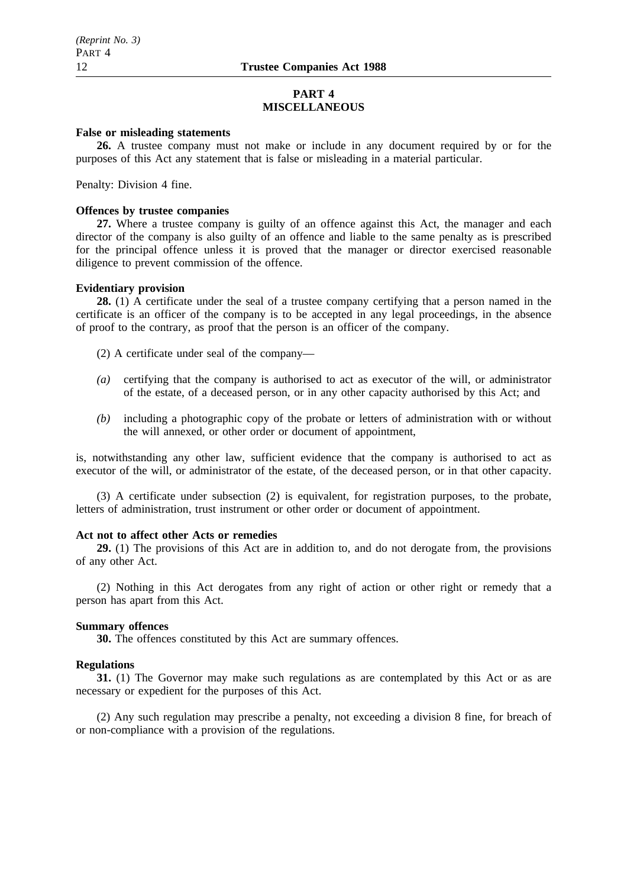## PART 4
## MISCELLANEOUS

**False or misleading statements**

**26.** A trustee company must not make or include in any document required by or for the purposes of this Act any statement that is false or misleading in a material particular.

Penalty: Division 4 fine.

**Offences by trustee companies**

**27.** Where a trustee company is guilty of an offence against this Act, the manager and each director of the company is also guilty of an offence and liable to the same penalty as is prescribed for the principal offence unless it is proved that the manager or director exercised reasonable diligence to prevent commission of the offence.

**Evidentiary provision**

**28.** (1) A certificate under the seal of a trustee company certifying that a person named in the certificate is an officer of the company is to be accepted in any legal proceedings, in the absence of proof to the contrary, as proof that the person is an officer of the company.

(2) A certificate under seal of the company—

*(a)* certifying that the company is authorised to act as executor of the will, or administrator of the estate, of a deceased person, or in any other capacity authorised by this Act; and

*(b)* including a photographic copy of the probate or letters of administration with or without the will annexed, or other order or document of appointment,

is, notwithstanding any other law, sufficient evidence that the company is authorised to act as executor of the will, or administrator of the estate, of the deceased person, or in that other capacity.

(3) A certificate under subsection (2) is equivalent, for registration purposes, to the probate, letters of administration, trust instrument or other order or document of appointment.

**Act not to affect other Acts or remedies**

**29.** (1) The provisions of this Act are in addition to, and do not derogate from, the provisions of any other Act.

(2) Nothing in this Act derogates from any right of action or other right or remedy that a person has apart from this Act.

**Summary offences**

**30.** The offences constituted by this Act are summary offences.

**Regulations**

**31.** (1) The Governor may make such regulations as are contemplated by this Act or as are necessary or expedient for the purposes of this Act.

(2) Any such regulation may prescribe a penalty, not exceeding a division 8 fine, for breach of or non-compliance with a provision of the regulations.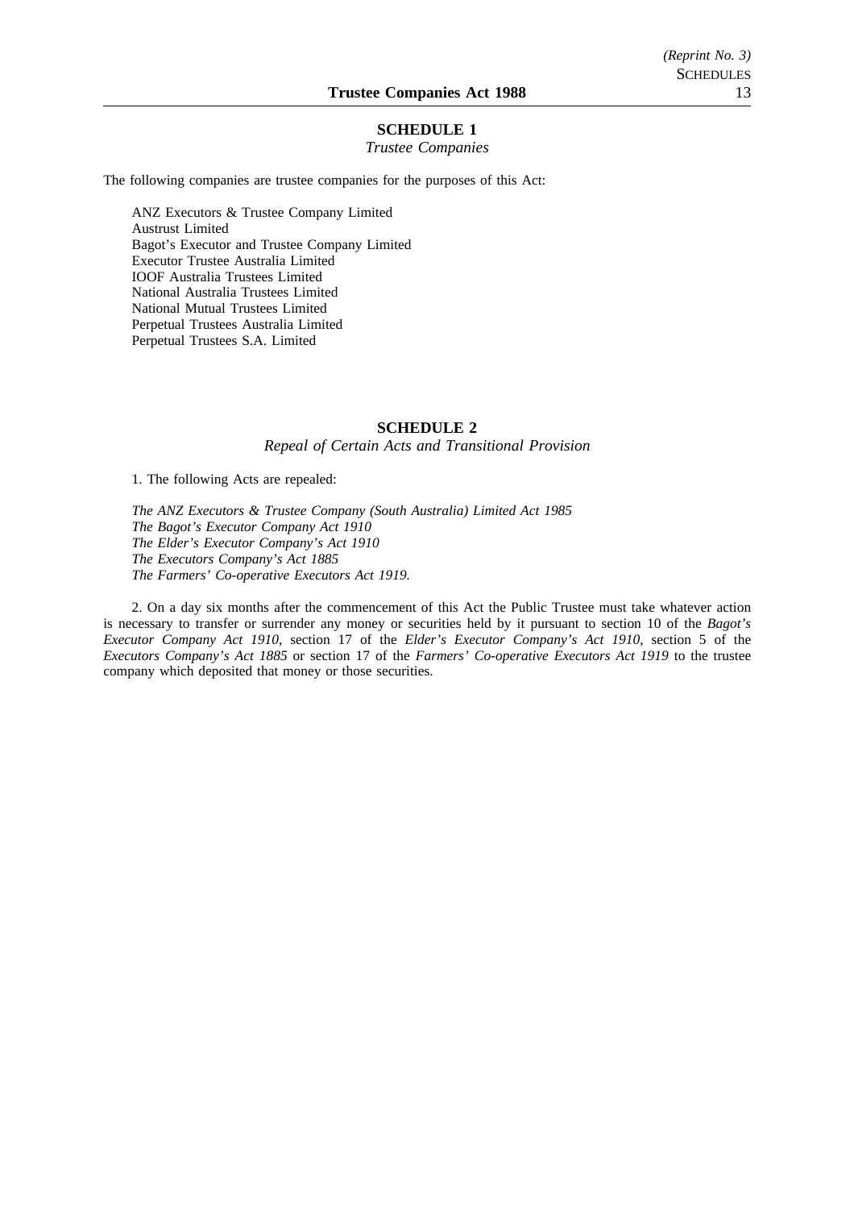## SCHEDULE 1

*Trustee Companies*

The following companies are trustee companies for the purposes of this Act:

ANZ Executors & Trustee Company Limited
Austrust Limited
Bagot's Executor and Trustee Company Limited
Executor Trustee Australia Limited
IOOF Australia Trustees Limited
National Australia Trustees Limited
National Mutual Trustees Limited
Perpetual Trustees Australia Limited
Perpetual Trustees S.A. Limited

## SCHEDULE 2

*Repeal of Certain Acts and Transitional Provision*

1. The following Acts are repealed:

*The ANZ Executors & Trustee Company (South Australia) Limited Act 1985*
*The Bagot's Executor Company Act 1910*
*The Elder's Executor Company's Act 1910*
*The Executors Company's Act 1885*
*The Farmers' Co-operative Executors Act 1919.*

2. On a day six months after the commencement of this Act the Public Trustee must take whatever action is necessary to transfer or surrender any money or securities held by it pursuant to section 10 of the *Bagot's Executor Company Act 1910*, section 17 of the *Elder's Executor Company's Act 1910*, section 5 of the *Executors Company's Act 1885* or section 17 of the *Farmers' Co-operative Executors Act 1919* to the trustee company which deposited that money or those securities.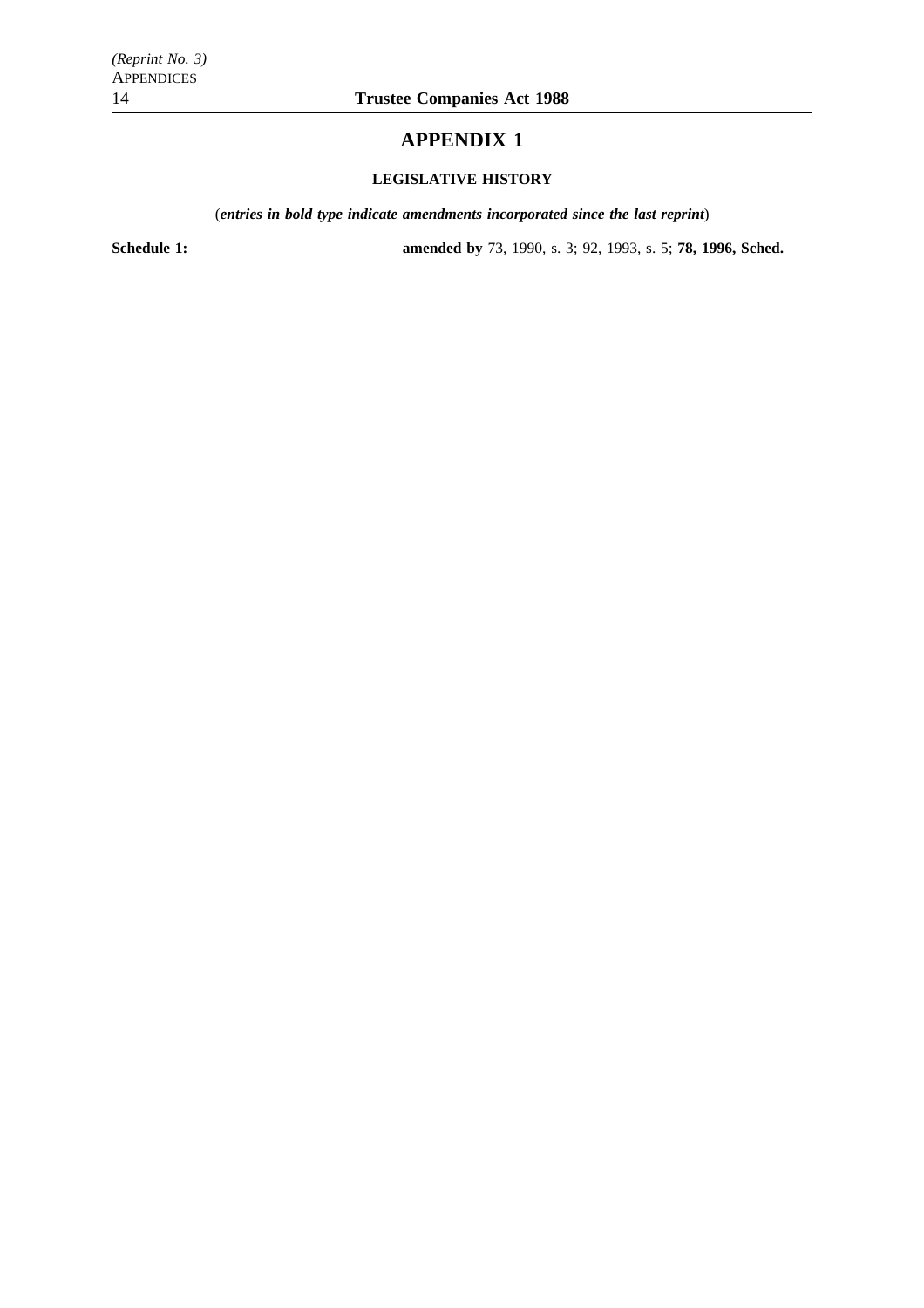# APPENDIX 1

## LEGISLATIVE HISTORY

(***entries in bold type indicate amendments incorporated since the last reprint***)

**Schedule 1:** **amended by** 73, 1990, s. 3; 92, 1993, s. 5; **78, 1996, Sched.**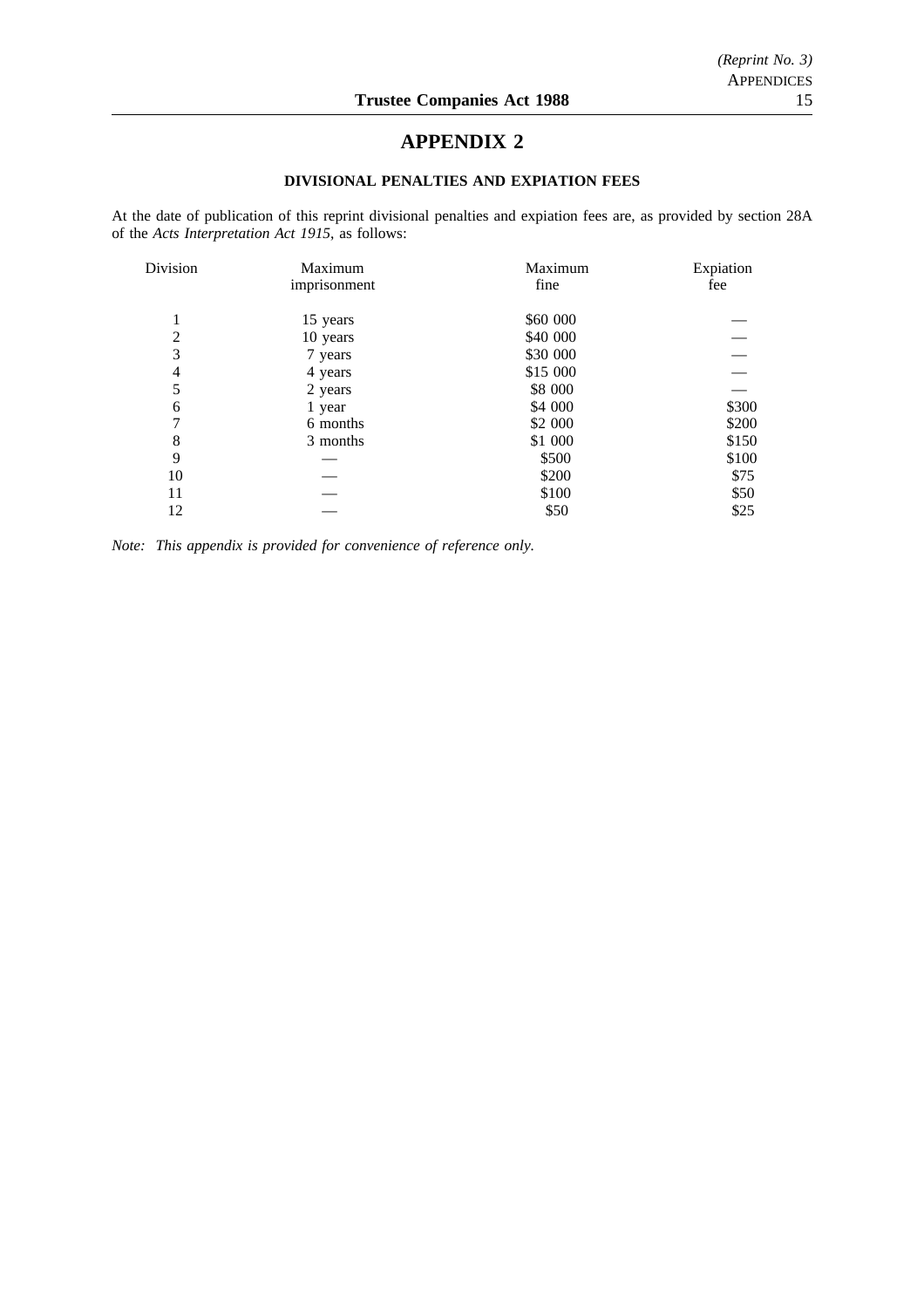# APPENDIX 2

## DIVISIONAL PENALTIES AND EXPIATION FEES

At the date of publication of this reprint divisional penalties and expiation fees are, as provided by section 28A of the *Acts Interpretation Act 1915*, as follows:

| Division | Maximum imprisonment | Maximum fine | Expiation fee |
|---|---|---|---|
| 1 | 15 years | \$60 000 | — |
| 2 | 10 years | \$40 000 | — |
| 3 | 7 years | \$30 000 | — |
| 4 | 4 years | \$15 000 | — |
| 5 | 2 years | \$8 000 | — |
| 6 | 1 year | \$4 000 | \$300 |
| 7 | 6 months | \$2 000 | \$200 |
| 8 | 3 months | \$1 000 | \$150 |
| 9 | — | \$500 | \$100 |
| 10 | — | \$200 | \$75 |
| 11 | — | \$100 | \$50 |
| 12 | — | \$50 | \$25 |

*Note: This appendix is provided for convenience of reference only.*